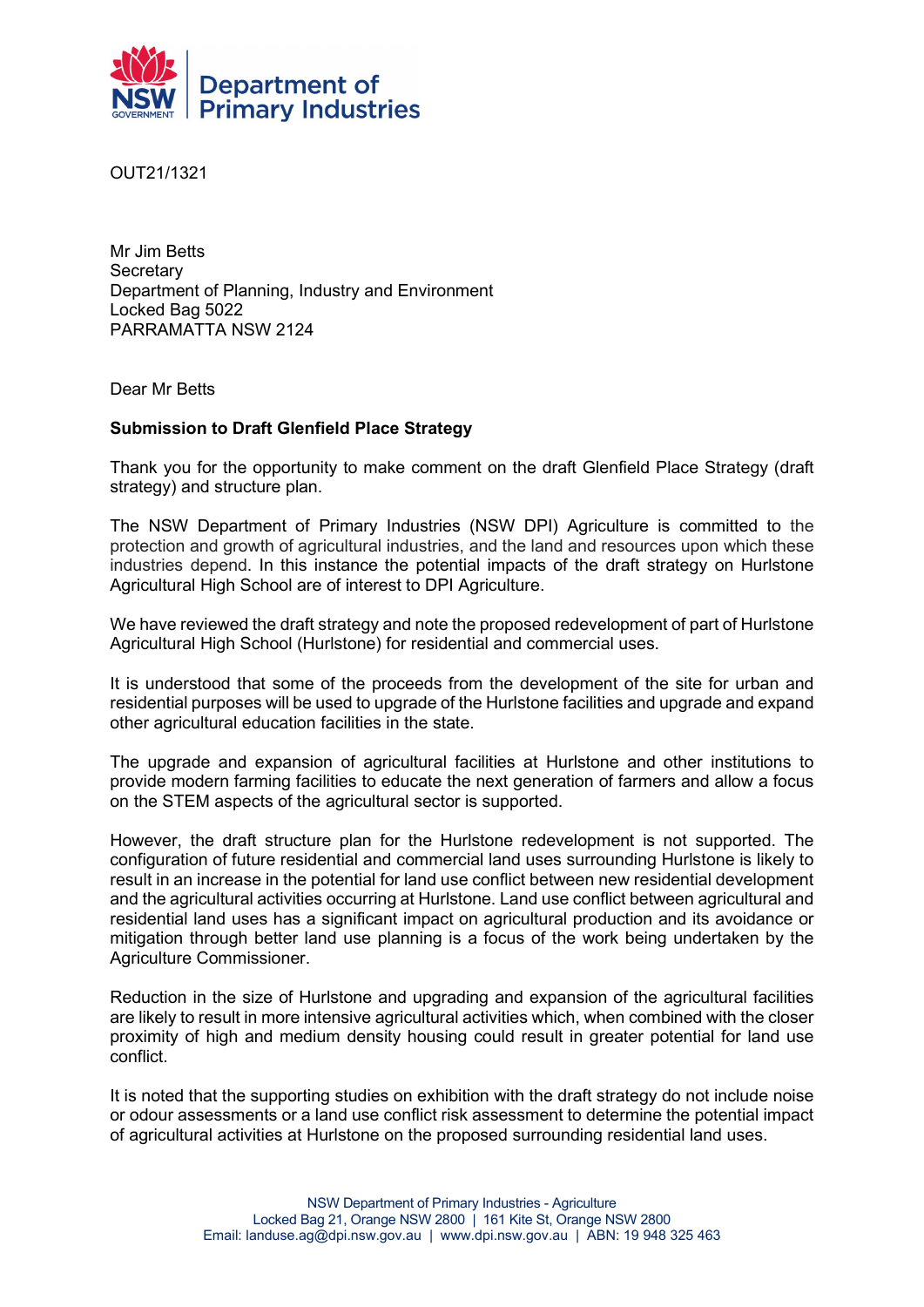OUT21/1321

Mr Jim Betts
Secretary
Department of Planning, Industry and Environment
Locked Bag 5022
PARRAMATTA NSW 2124

Dear Mr Betts

**Submission to Draft Glenfield Place Strategy**

Thank you for the opportunity to make comment on the draft Glenfield Place Strategy (draft strategy) and structure plan.

The NSW Department of Primary Industries (NSW DPI) Agriculture is committed to the protection and growth of agricultural industries, and the land and resources upon which these industries depend. In this instance the potential impacts of the draft strategy on Hurlstone Agricultural High School are of interest to DPI Agriculture.

We have reviewed the draft strategy and note the proposed redevelopment of part of Hurlstone Agricultural High School (Hurlstone) for residential and commercial uses.

It is understood that some of the proceeds from the development of the site for urban and residential purposes will be used to upgrade of the Hurlstone facilities and upgrade and expand other agricultural education facilities in the state.

The upgrade and expansion of agricultural facilities at Hurlstone and other institutions to provide modern farming facilities to educate the next generation of farmers and allow a focus on the STEM aspects of the agricultural sector is supported.

However, the draft structure plan for the Hurlstone redevelopment is not supported. The configuration of future residential and commercial land uses surrounding Hurlstone is likely to result in an increase in the potential for land use conflict between new residential development and the agricultural activities occurring at Hurlstone. Land use conflict between agricultural and residential land uses has a significant impact on agricultural production and its avoidance or mitigation through better land use planning is a focus of the work being undertaken by the Agriculture Commissioner.

Reduction in the size of Hurlstone and upgrading and expansion of the agricultural facilities are likely to result in more intensive agricultural activities which, when combined with the closer proximity of high and medium density housing could result in greater potential for land use conflict.

It is noted that the supporting studies on exhibition with the draft strategy do not include noise or odour assessments or a land use conflict risk assessment to determine the potential impact of agricultural activities at Hurlstone on the proposed surrounding residential land uses.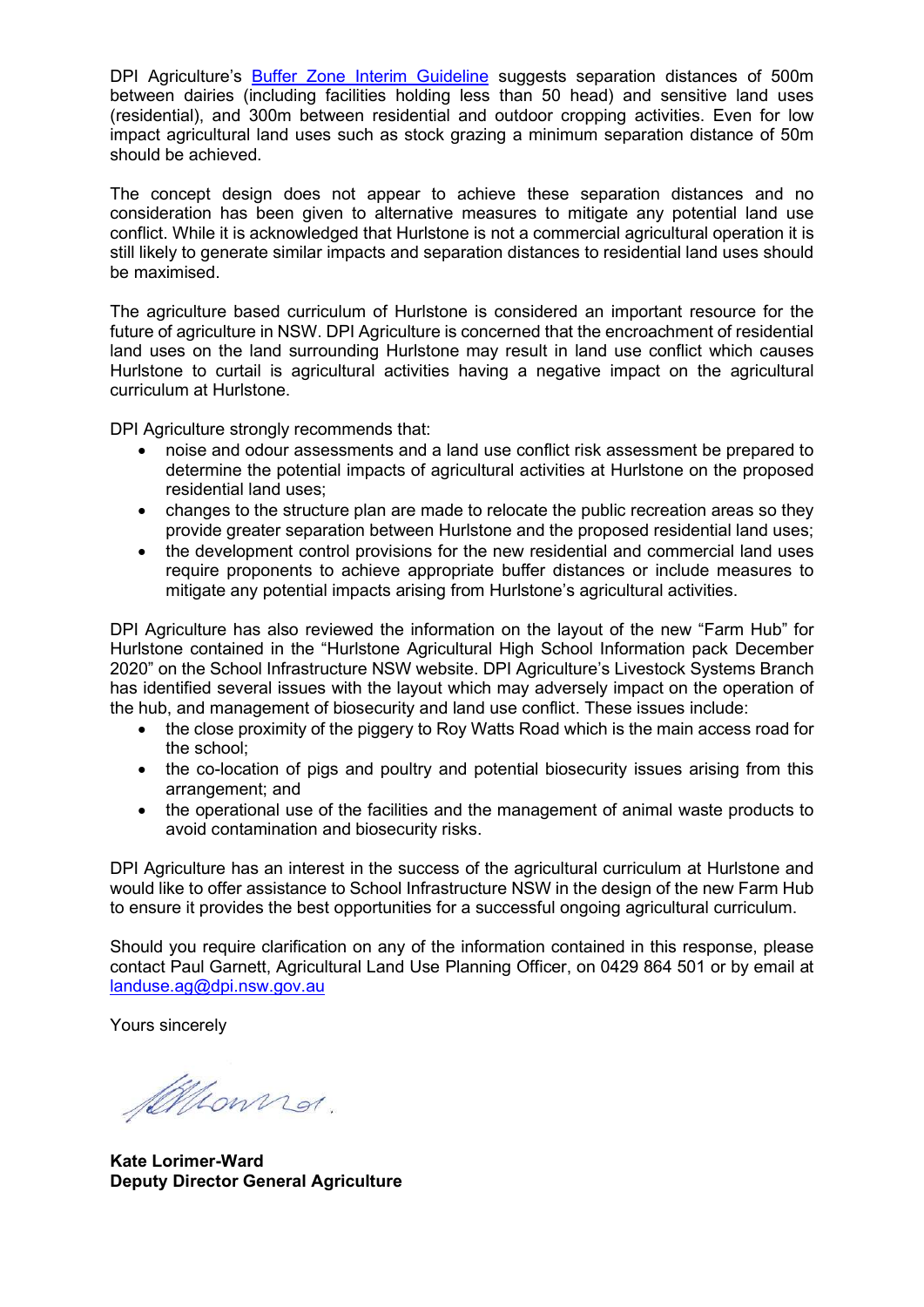DPI Agriculture's [Buffer Zone Interim Guideline]() suggests separation distances of 500m between dairies (including facilities holding less than 50 head) and sensitive land uses (residential), and 300m between residential and outdoor cropping activities. Even for low impact agricultural land uses such as stock grazing a minimum separation distance of 50m should be achieved.

The concept design does not appear to achieve these separation distances and no consideration has been given to alternative measures to mitigate any potential land use conflict. While it is acknowledged that Hurlstone is not a commercial agricultural operation it is still likely to generate similar impacts and separation distances to residential land uses should be maximised.

The agriculture based curriculum of Hurlstone is considered an important resource for the future of agriculture in NSW. DPI Agriculture is concerned that the encroachment of residential land uses on the land surrounding Hurlstone may result in land use conflict which causes Hurlstone to curtail is agricultural activities having a negative impact on the agricultural curriculum at Hurlstone.

DPI Agriculture strongly recommends that:

- noise and odour assessments and a land use conflict risk assessment be prepared to determine the potential impacts of agricultural activities at Hurlstone on the proposed residential land uses;
- changes to the structure plan are made to relocate the public recreation areas so they provide greater separation between Hurlstone and the proposed residential land uses;
- the development control provisions for the new residential and commercial land uses require proponents to achieve appropriate buffer distances or include measures to mitigate any potential impacts arising from Hurlstone's agricultural activities.

DPI Agriculture has also reviewed the information on the layout of the new "Farm Hub" for Hurlstone contained in the "Hurlstone Agricultural High School Information pack December 2020" on the School Infrastructure NSW website. DPI Agriculture's Livestock Systems Branch has identified several issues with the layout which may adversely impact on the operation of the hub, and management of biosecurity and land use conflict. These issues include:

- the close proximity of the piggery to Roy Watts Road which is the main access road for the school;
- the co-location of pigs and poultry and potential biosecurity issues arising from this arrangement; and
- the operational use of the facilities and the management of animal waste products to avoid contamination and biosecurity risks.

DPI Agriculture has an interest in the success of the agricultural curriculum at Hurlstone and would like to offer assistance to School Infrastructure NSW in the design of the new Farm Hub to ensure it provides the best opportunities for a successful ongoing agricultural curriculum.

Should you require clarification on any of the information contained in this response, please contact Paul Garnett, Agricultural Land Use Planning Officer, on 0429 864 501 or by email at [landuse.ag@dpi.nsw.gov.au](mailto:landuse.ag@dpi.nsw.gov.au)

Yours sincerely

**Kate Lorimer-Ward**
**Deputy Director General Agriculture**